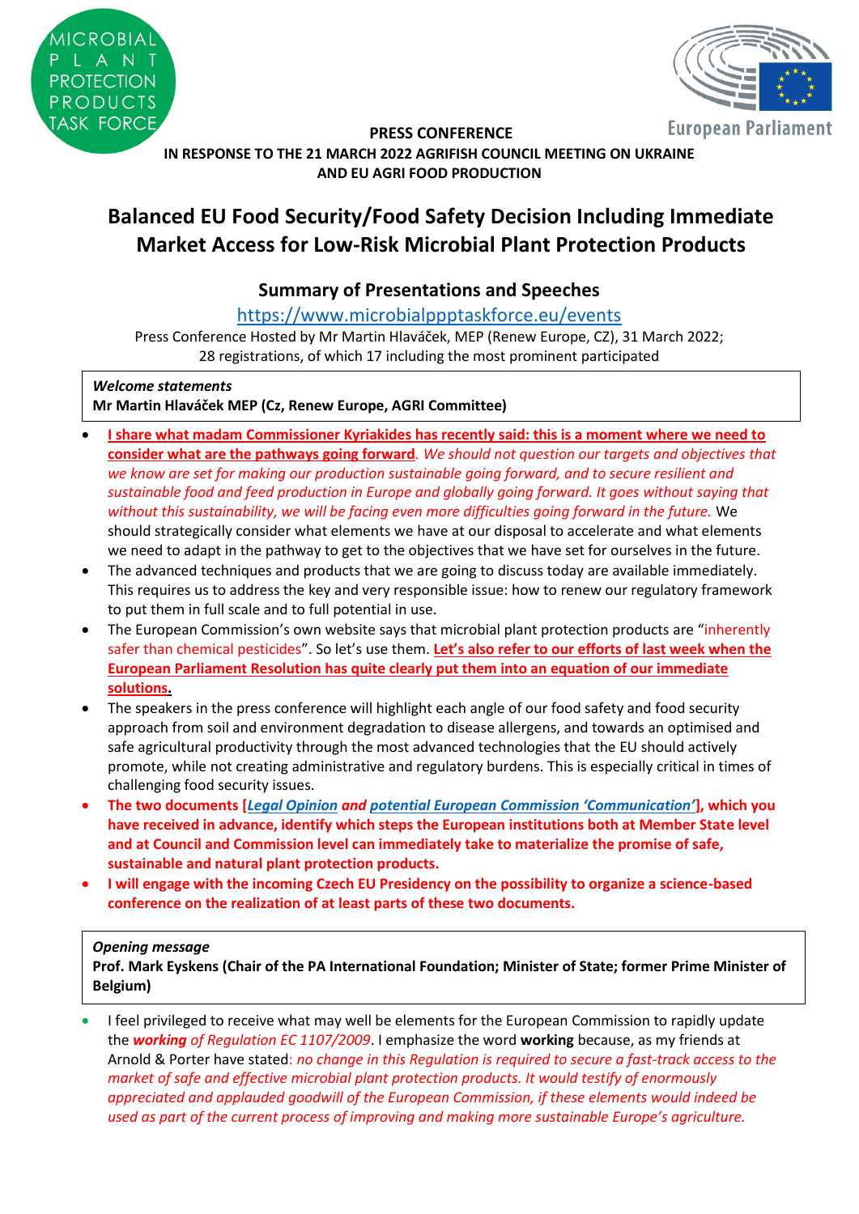MICROBIAL PLANT PROTECTION PRODUCTS TASK FORCE

European Parliament

**PRESS CONFERENCE**
**IN RESPONSE TO THE 21 MARCH 2022 AGRIFISH COUNCIL MEETING ON UKRAINE AND EU AGRI FOOD PRODUCTION**

# Balanced EU Food Security/Food Safety Decision Including Immediate Market Access for Low-Risk Microbial Plant Protection Products

## Summary of Presentations and Speeches

https://www.microbialppptaskforce.eu/events

Press Conference Hosted by Mr Martin Hlaváček, MEP (Renew Europe, CZ), 31 March 2022; 28 registrations, of which 17 including the most prominent participated

***Welcome statements***
**Mr Martin Hlaváček MEP (Cz, Renew Europe, AGRI Committee)**

- **I share what madam Commissioner Kyriakides has recently said: this is a moment where we need to consider what are the pathways going forward**. *We should not question our targets and objectives that we know are set for making our production sustainable going forward, and to secure resilient and sustainable food and feed production in Europe and globally going forward. It goes without saying that without this sustainability, we will be facing even more difficulties going forward in the future.* We should strategically consider what elements we have at our disposal to accelerate and what elements we need to adapt in the pathway to get to the objectives that we have set for ourselves in the future.
- The advanced techniques and products that we are going to discuss today are available immediately. This requires us to address the key and very responsible issue: how to renew our regulatory framework to put them in full scale and to full potential in use.
- The European Commission's own website says that microbial plant protection products are "inherently safer than chemical pesticides". So let's use them. **Let's also refer to our efforts of last week when the European Parliament Resolution has quite clearly put them into an equation of our immediate solutions.**
- The speakers in the press conference will highlight each angle of our food safety and food security approach from soil and environment degradation to disease allergens, and towards an optimised and safe agricultural productivity through the most advanced technologies that the EU should actively promote, while not creating administrative and regulatory burdens. This is especially critical in times of challenging food security issues.
- **The two documents [*Legal Opinion* and *potential European Commission 'Communication'*], which you have received in advance, identify which steps the European institutions both at Member State level and at Council and Commission level can immediately take to materialize the promise of safe, sustainable and natural plant protection products.**
- **I will engage with the incoming Czech EU Presidency on the possibility to organize a science-based conference on the realization of at least parts of these two documents.**

***Opening message***
**Prof. Mark Eyskens (Chair of the PA International Foundation; Minister of State; former Prime Minister of Belgium)**

- I feel privileged to receive what may well be elements for the European Commission to rapidly update the ***working*** *of Regulation EC 1107/2009*. I emphasize the word **working** because, as my friends at Arnold & Porter have stated: *no change in this Regulation is required to secure a fast-track access to the market of safe and effective microbial plant protection products. It would testify of enormously appreciated and applauded goodwill of the European Commission, if these elements would indeed be used as part of the current process of improving and making more sustainable Europe's agriculture.*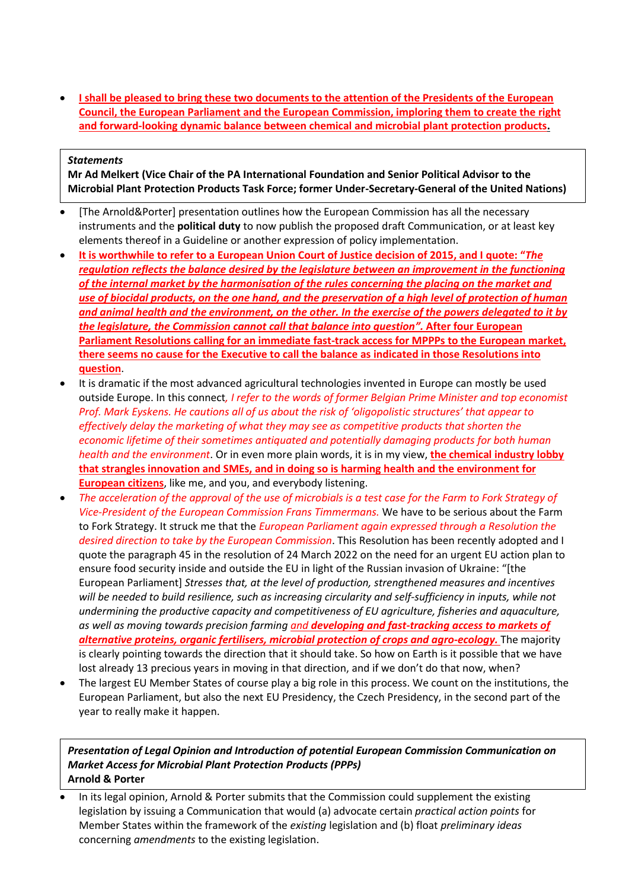- **I shall be pleased to bring these two documents to the attention of the Presidents of the European Council, the European Parliament and the European Commission, imploring them to create the right and forward-looking dynamic balance between chemical and microbial plant protection products.**

***Statements***
**Mr Ad Melkert (Vice Chair of the PA International Foundation and Senior Political Advisor to the Microbial Plant Protection Products Task Force; former Under-Secretary-General of the United Nations)**

- [The Arnold&Porter] presentation outlines how the European Commission has all the necessary instruments and the **political duty** to now publish the proposed draft Communication, or at least key elements thereof in a Guideline or another expression of policy implementation.
- **It is worthwhile to refer to a European Union Court of Justice decision of 2015, and I quote: "*The regulation reflects the balance desired by the legislature between an improvement in the functioning of the internal market by the harmonisation of the rules concerning the placing on the market and use of biocidal products, on the one hand, and the preservation of a high level of protection of human and animal health and the environment, on the other. In the exercise of the powers delegated to it by the legislature, the Commission cannot call that balance into question*". After four European Parliament Resolutions calling for an immediate fast-track access for MPPPs to the European market, there seems no cause for the Executive to call the balance as indicated in those Resolutions into question**.
- It is dramatic if the most advanced agricultural technologies invented in Europe can mostly be used outside Europe. In this connect*, I refer to the words of former Belgian Prime Minister and top economist Prof. Mark Eyskens. He cautions all of us about the risk of 'oligopolistic structures' that appear to effectively delay the marketing of what they may see as competitive products that shorten the economic lifetime of their sometimes antiquated and potentially damaging products for both human health and the environment*. Or in even more plain words, it is in my view, **the chemical industry lobby that strangles innovation and SMEs, and in doing so is harming health and the environment for European citizens**, like me, and you, and everybody listening.
- *The acceleration of the approval of the use of microbials is a test case for the Farm to Fork Strategy of Vice-President of the European Commission Frans Timmermans.* We have to be serious about the Farm to Fork Strategy. It struck me that the *European Parliament again expressed through a Resolution the desired direction to take by the European Commission*. This Resolution has been recently adopted and I quote the paragraph 45 in the resolution of 24 March 2022 on the need for an urgent EU action plan to ensure food security inside and outside the EU in light of the Russian invasion of Ukraine: "[the European Parliament] *Stresses that, at the level of production, strengthened measures and incentives will be needed to build resilience, such as increasing circularity and self-sufficiency in inputs, while not undermining the productive capacity and competitiveness of EU agriculture, fisheries and aquaculture, as well as moving towards precision farming* *and **developing and fast-tracking access to markets of alternative proteins, organic fertilisers, microbial protection of crops and agro-ecology.*** The majority is clearly pointing towards the direction that it should take. So how on Earth is it possible that we have lost already 13 precious years in moving in that direction, and if we don't do that now, when?
- The largest EU Member States of course play a big role in this process. We count on the institutions, the European Parliament, but also the next EU Presidency, the Czech Presidency, in the second part of the year to really make it happen.

***Presentation of Legal Opinion and Introduction of potential European Commission Communication on Market Access for Microbial Plant Protection Products (PPPs)***
**Arnold & Porter**

- In its legal opinion, Arnold & Porter submits that the Commission could supplement the existing legislation by issuing a Communication that would (a) advocate certain *practical action points* for Member States within the framework of the *existing* legislation and (b) float *preliminary ideas* concerning *amendments* to the existing legislation.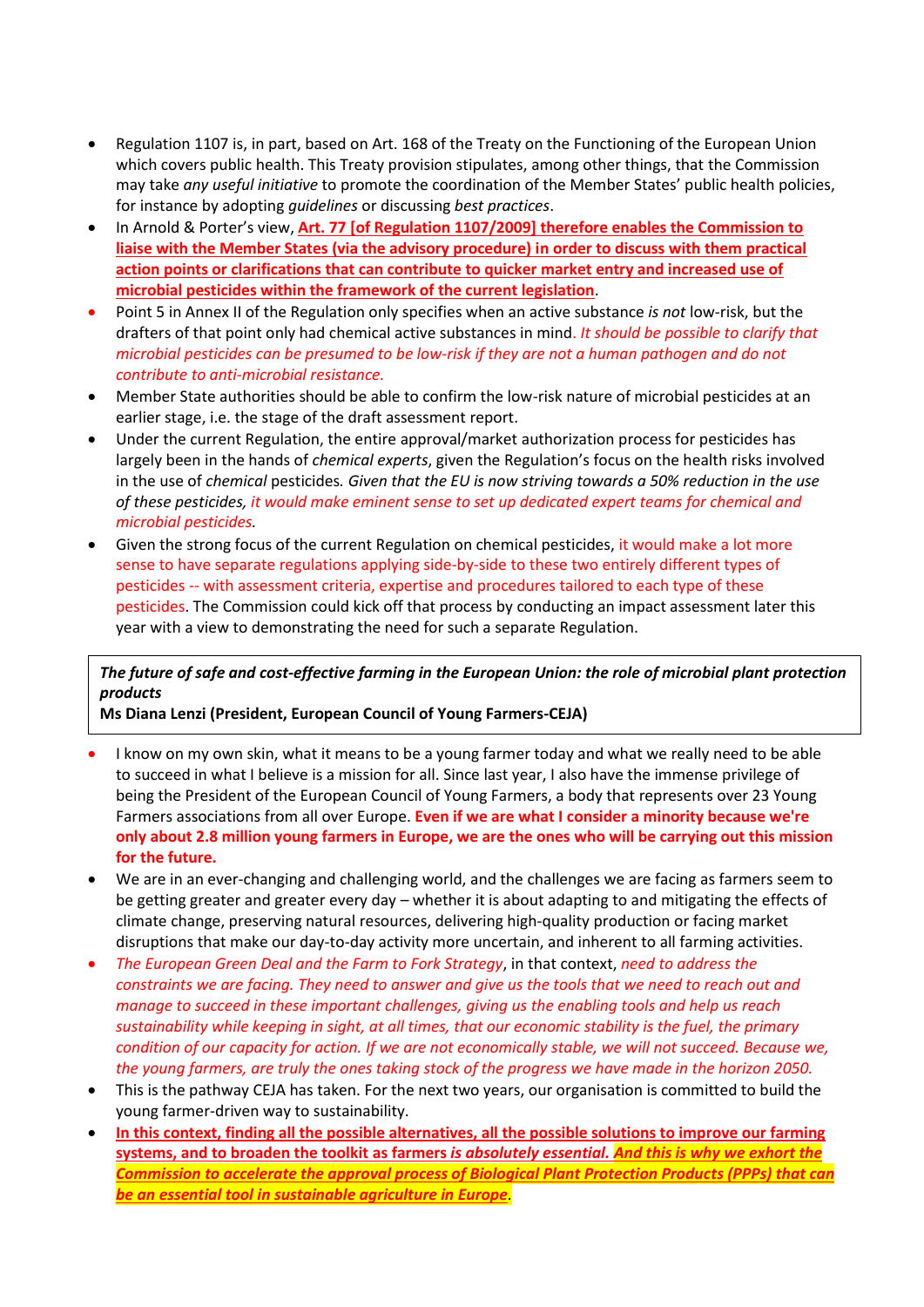- Regulation 1107 is, in part, based on Art. 168 of the Treaty on the Functioning of the European Union which covers public health. This Treaty provision stipulates, among other things, that the Commission may take *any useful initiative* to promote the coordination of the Member States' public health policies, for instance by adopting *guidelines* or discussing *best practices*.
- In Arnold & Porter's view, **Art. 77 [of Regulation 1107/2009] therefore enables the Commission to liaise with the Member States (via the advisory procedure) in order to discuss with them practical action points or clarifications that can contribute to quicker market entry and increased use of microbial pesticides within the framework of the current legislation**.
- Point 5 in Annex II of the Regulation only specifies when an active substance *is not* low-risk, but the drafters of that point only had chemical active substances in mind. *It should be possible to clarify that microbial pesticides can be presumed to be low-risk if they are not a human pathogen and do not contribute to anti-microbial resistance.*
- Member State authorities should be able to confirm the low-risk nature of microbial pesticides at an earlier stage, i.e. the stage of the draft assessment report.
- Under the current Regulation, the entire approval/market authorization process for pesticides has largely been in the hands of *chemical experts*, given the Regulation's focus on the health risks involved in the use of *chemical* pesticides. *Given that the EU is now striving towards a 50% reduction in the use of these pesticides, it would make eminent sense to set up dedicated expert teams for chemical and microbial pesticides.*
- Given the strong focus of the current Regulation on chemical pesticides, it would make a lot more sense to have separate regulations applying side-by-side to these two entirely different types of pesticides -- with assessment criteria, expertise and procedures tailored to each type of these pesticides. The Commission could kick off that process by conducting an impact assessment later this year with a view to demonstrating the need for such a separate Regulation.

***The future of safe and cost-effective farming in the European Union: the role of microbial plant protection products***
**Ms Diana Lenzi (President, European Council of Young Farmers-CEJA)**

- I know on my own skin, what it means to be a young farmer today and what we really need to be able to succeed in what I believe is a mission for all. Since last year, I also have the immense privilege of being the President of the European Council of Young Farmers, a body that represents over 23 Young Farmers associations from all over Europe. **Even if we are what I consider a minority because we're only about 2.8 million young farmers in Europe, we are the ones who will be carrying out this mission for the future.**
- We are in an ever-changing and challenging world, and the challenges we are facing as farmers seem to be getting greater and greater every day – whether it is about adapting to and mitigating the effects of climate change, preserving natural resources, delivering high-quality production or facing market disruptions that make our day-to-day activity more uncertain, and inherent to all farming activities.
- *The European Green Deal and the Farm to Fork Strategy*, in that context, *need to address the constraints we are facing. They need to answer and give us the tools that we need to reach out and manage to succeed in these important challenges, giving us the enabling tools and help us reach sustainability while keeping in sight, at all times, that our economic stability is the fuel, the primary condition of our capacity for action. If we are not economically stable, we will not succeed. Because we, the young farmers, are truly the ones taking stock of the progress we have made in the horizon 2050.*
- This is the pathway CEJA has taken. For the next two years, our organisation is committed to build the young farmer-driven way to sustainability.
- **In this context, finding all the possible alternatives, all the possible solutions to improve our farming systems, and to broaden the toolkit as farmers *is absolutely essential.* *And this is why we exhort the Commission to accelerate the approval process of Biological Plant Protection Products (PPPs) that can be an essential tool in sustainable agriculture in Europe*.**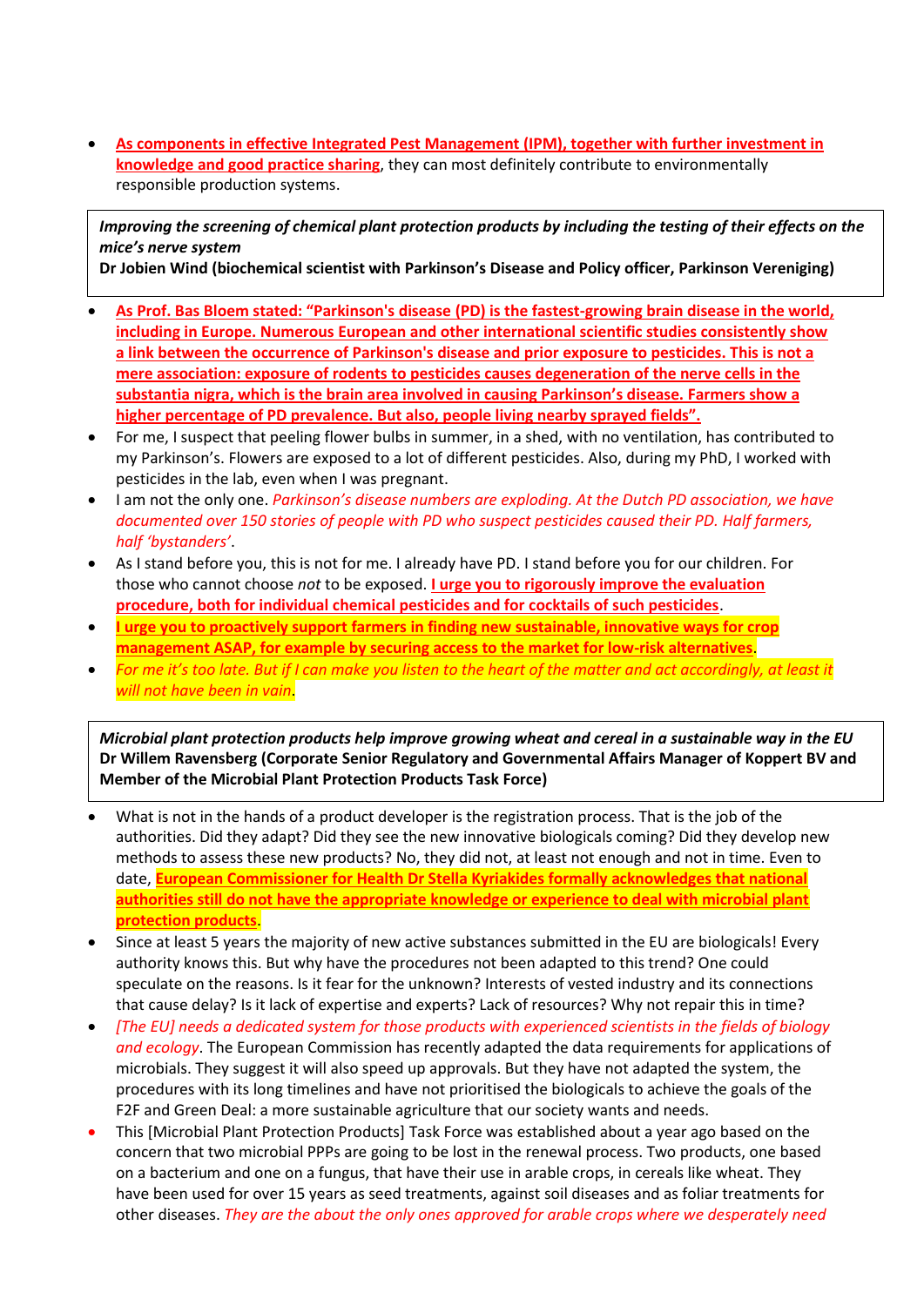- **As components in effective Integrated Pest Management (IPM), together with further investment in knowledge and good practice sharing**, they can most definitely contribute to environmentally responsible production systems.

***Improving the screening of chemical plant protection products by including the testing of their effects on the mice's nerve system***
**Dr Jobien Wind (biochemical scientist with Parkinson's Disease and Policy officer, Parkinson Vereniging)**

- **As Prof. Bas Bloem stated: "Parkinson's disease (PD) is the fastest-growing brain disease in the world, including in Europe. Numerous European and other international scientific studies consistently show a link between the occurrence of Parkinson's disease and prior exposure to pesticides. This is not a mere association: exposure of rodents to pesticides causes degeneration of the nerve cells in the substantia nigra, which is the brain area involved in causing Parkinson's disease. Farmers show a higher percentage of PD prevalence. But also, people living nearby sprayed fields".**
- For me, I suspect that peeling flower bulbs in summer, in a shed, with no ventilation, has contributed to my Parkinson's. Flowers are exposed to a lot of different pesticides. Also, during my PhD, I worked with pesticides in the lab, even when I was pregnant.
- I am not the only one. *Parkinson's disease numbers are exploding. At the Dutch PD association, we have documented over 150 stories of people with PD who suspect pesticides caused their PD. Half farmers, half 'bystanders'*.
- As I stand before you, this is not for me. I already have PD. I stand before you for our children. For those who cannot choose *not* to be exposed. **I urge you to rigorously improve the evaluation procedure, both for individual chemical pesticides and for cocktails of such pesticides**.
- **I urge you to proactively support farmers in finding new sustainable, innovative ways for crop management ASAP, for example by securing access to the market for low-risk alternatives**.
- *For me it's too late. But if I can make you listen to the heart of the matter and act accordingly, at least it will not have been in vain*.

***Microbial plant protection products help improve growing wheat and cereal in a sustainable way in the EU***
**Dr Willem Ravensberg (Corporate Senior Regulatory and Governmental Affairs Manager of Koppert BV and Member of the Microbial Plant Protection Products Task Force)**

- What is not in the hands of a product developer is the registration process. That is the job of the authorities. Did they adapt? Did they see the new innovative biologicals coming? Did they develop new methods to assess these new products? No, they did not, at least not enough and not in time. Even to date, **European Commissioner for Health Dr Stella Kyriakides formally acknowledges that national authorities still do not have the appropriate knowledge or experience to deal with microbial plant protection products**.
- Since at least 5 years the majority of new active substances submitted in the EU are biologicals! Every authority knows this. But why have the procedures not been adapted to this trend? One could speculate on the reasons. Is it fear for the unknown? Interests of vested industry and its connections that cause delay? Is it lack of expertise and experts? Lack of resources? Why not repair this in time?
- *[The EU] needs a dedicated system for those products with experienced scientists in the fields of biology and ecology*. The European Commission has recently adapted the data requirements for applications of microbials. They suggest it will also speed up approvals. But they have not adapted the system, the procedures with its long timelines and have not prioritised the biologicals to achieve the goals of the F2F and Green Deal: a more sustainable agriculture that our society wants and needs.
- This [Microbial Plant Protection Products] Task Force was established about a year ago based on the concern that two microbial PPPs are going to be lost in the renewal process. Two products, one based on a bacterium and one on a fungus, that have their use in arable crops, in cereals like wheat. They have been used for over 15 years as seed treatments, against soil diseases and as foliar treatments for other diseases. *They are the about the only ones approved for arable crops where we desperately need*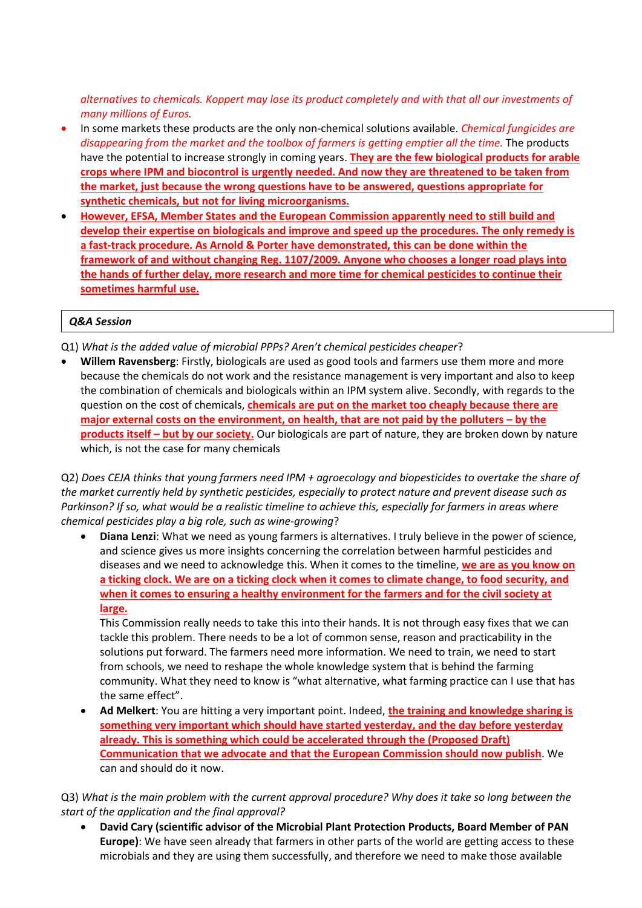*alternatives to chemicals. Koppert may lose its product completely and with that all our investments of many millions of Euros.*

- In some markets these products are the only non-chemical solutions available. *Chemical fungicides are disappearing from the market and the toolbox of farmers is getting emptier all the time.* The products have the potential to increase strongly in coming years. **They are the few biological products for arable crops where IPM and biocontrol is urgently needed. And now they are threatened to be taken from the market, just because the wrong questions have to be answered, questions appropriate for synthetic chemicals, but not for living microorganisms.**
- **However, EFSA, Member States and the European Commission apparently need to still build and develop their expertise on biologicals and improve and speed up the procedures. The only remedy is a fast-track procedure. As Arnold & Porter have demonstrated, this can be done within the framework of and without changing Reg. 1107/2009. Anyone who chooses a longer road plays into the hands of further delay, more research and more time for chemical pesticides to continue their sometimes harmful use.**

***Q&A Session***

Q1) *What is the added value of microbial PPPs? Aren't chemical pesticides cheaper*?

- **Willem Ravensberg**: Firstly, biologicals are used as good tools and farmers use them more and more because the chemicals do not work and the resistance management is very important and also to keep the combination of chemicals and biologicals within an IPM system alive. Secondly, with regards to the question on the cost of chemicals, **chemicals are put on the market too cheaply because there are major external costs on the environment, on health, that are not paid by the polluters – by the products itself – but by our society.** Our biologicals are part of nature, they are broken down by nature which, is not the case for many chemicals

Q2) *Does CEJA thinks that young farmers need IPM + agroecology and biopesticides to overtake the share of the market currently held by synthetic pesticides, especially to protect nature and prevent disease such as Parkinson? If so, what would be a realistic timeline to achieve this, especially for farmers in areas where chemical pesticides play a big role, such as wine-growing*?

- **Diana Lenzi**: What we need as young farmers is alternatives. I truly believe in the power of science, and science gives us more insights concerning the correlation between harmful pesticides and diseases and we need to acknowledge this. When it comes to the timeline, **we are as you know on a ticking clock. We are on a ticking clock when it comes to climate change, to food security, and when it comes to ensuring a healthy environment for the farmers and for the civil society at large.**

  This Commission really needs to take this into their hands. It is not through easy fixes that we can tackle this problem. There needs to be a lot of common sense, reason and practicability in the solutions put forward. The farmers need more information. We need to train, we need to start from schools, we need to reshape the whole knowledge system that is behind the farming community. What they need to know is "what alternative, what farming practice can I use that has the same effect".
- **Ad Melkert**: You are hitting a very important point. Indeed, **the training and knowledge sharing is something very important which should have started yesterday, and the day before yesterday already. This is something which could be accelerated through the (Proposed Draft) Communication that we advocate and that the European Commission should now publish**. We can and should do it now.

Q3) *What is the main problem with the current approval procedure? Why does it take so long between the start of the application and the final approval?*

- **David Cary (scientific advisor of the Microbial Plant Protection Products, Board Member of PAN Europe)**: We have seen already that farmers in other parts of the world are getting access to these microbials and they are using them successfully, and therefore we need to make those available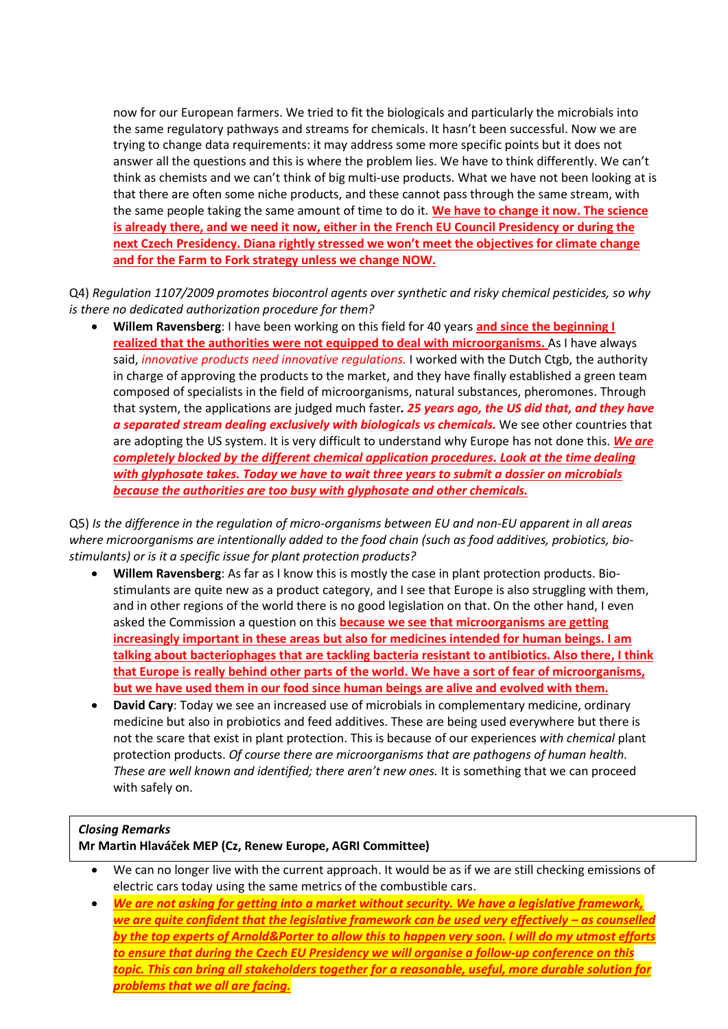now for our European farmers. We tried to fit the biologicals and particularly the microbials into the same regulatory pathways and streams for chemicals. It hasn't been successful. Now we are trying to change data requirements: it may address some more specific points but it does not answer all the questions and this is where the problem lies. We have to think differently. We can't think as chemists and we can't think of big multi-use products. What we have not been looking at is that there are often some niche products, and these cannot pass through the same stream, with the same people taking the same amount of time to do it. **We have to change it now. The science is already there, and we need it now, either in the French EU Council Presidency or during the next Czech Presidency. Diana rightly stressed we won't meet the objectives for climate change and for the Farm to Fork strategy unless we change NOW.**

Q4) *Regulation 1107/2009 promotes biocontrol agents over synthetic and risky chemical pesticides, so why is there no dedicated authorization procedure for them?*

- **Willem Ravensberg**: I have been working on this field for 40 years **and since the beginning I realized that the authorities were not equipped to deal with microorganisms.** As I have always said, *innovative products need innovative regulations.* I worked with the Dutch Ctgb, the authority in charge of approving the products to the market, and they have finally established a green team composed of specialists in the field of microorganisms, natural substances, pheromones. Through that system, the applications are judged much faster***. 25 years ago, the US did that, and they have a separated stream dealing exclusively with biologicals vs chemicals.*** We see other countries that are adopting the US system. It is very difficult to understand why Europe has not done this. ***We are completely blocked by the different chemical application procedures. Look at the time dealing with glyphosate takes. Today we have to wait three years to submit a dossier on microbials because the authorities are too busy with glyphosate and other chemicals.***

Q5) *Is the difference in the regulation of micro-organisms between EU and non-EU apparent in all areas where microorganisms are intentionally added to the food chain (such as food additives, probiotics, bio-stimulants) or is it a specific issue for plant protection products?*

- **Willem Ravensberg**: As far as I know this is mostly the case in plant protection products. Bio-stimulants are quite new as a product category, and I see that Europe is also struggling with them, and in other regions of the world there is no good legislation on that. On the other hand, I even asked the Commission a question on this **because we see that microorganisms are getting increasingly important in these areas but also for medicines intended for human beings. I am talking about bacteriophages that are tackling bacteria resistant to antibiotics. Also there, I think that Europe is really behind other parts of the world. We have a sort of fear of microorganisms, but we have used them in our food since human beings are alive and evolved with them.**
- **David Cary**: Today we see an increased use of microbials in complementary medicine, ordinary medicine but also in probiotics and feed additives. These are being used everywhere but there is not the scare that exist in plant protection. This is because of our experiences *with chemical* plant protection products. *Of course there are microorganisms that are pathogens of human health. These are well known and identified; there aren't new ones.* It is something that we can proceed with safely on.

***Closing Remarks***
**Mr Martin Hlaváček MEP (Cz, Renew Europe, AGRI Committee)**

- We can no longer live with the current approach. It would be as if we are still checking emissions of electric cars today using the same metrics of the combustible cars.
- ***We are not asking for getting into a market without security. We have a legislative framework, we are quite confident that the legislative framework can be used very effectively – as counselled by the top experts of Arnold&Porter to allow this to happen very soon. I will do my utmost efforts to ensure that during the Czech EU Presidency we will organise a follow-up conference on this topic. This can bring all stakeholders together for a reasonable, useful, more durable solution for problems that we all are facing.***